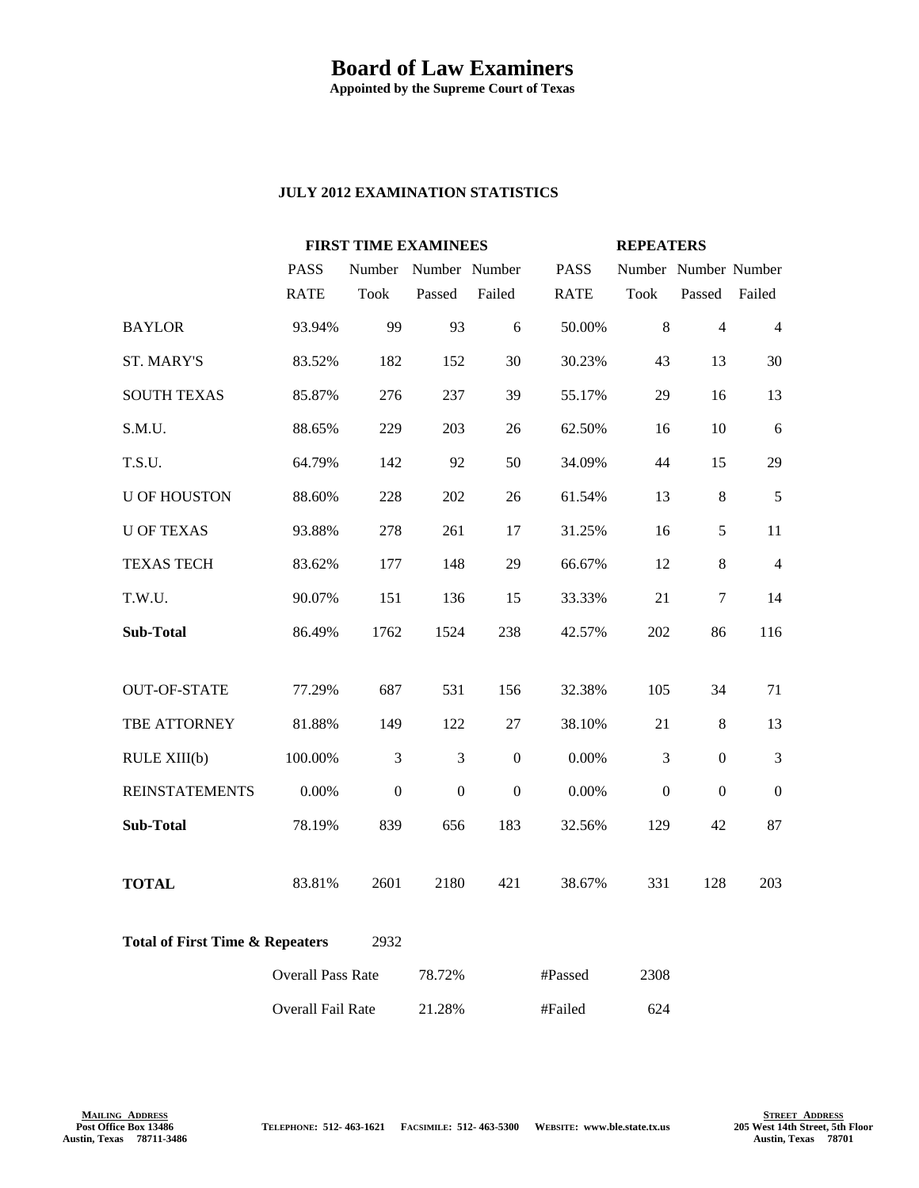# Board of Law Examiners

**Appointed by the Supreme Court of Texas**

**JULY 2012 EXAMINATION STATISTICS**

| | FIRST TIME EXAMINEES | | | | REPEATERS | | | |
|---|---|---|---|---|---|---|---|---|
| | PASS RATE | Number Took | Number Passed | Number Failed | PASS RATE | Number Took | Number Passed | Number Failed |
| BAYLOR | 93.94% | 99 | 93 | 6 | 50.00% | 8 | 4 | 4 |
| ST. MARY'S | 83.52% | 182 | 152 | 30 | 30.23% | 43 | 13 | 30 |
| SOUTH TEXAS | 85.87% | 276 | 237 | 39 | 55.17% | 29 | 16 | 13 |
| S.M.U. | 88.65% | 229 | 203 | 26 | 62.50% | 16 | 10 | 6 |
| T.S.U. | 64.79% | 142 | 92 | 50 | 34.09% | 44 | 15 | 29 |
| U OF HOUSTON | 88.60% | 228 | 202 | 26 | 61.54% | 13 | 8 | 5 |
| U OF TEXAS | 93.88% | 278 | 261 | 17 | 31.25% | 16 | 5 | 11 |
| TEXAS TECH | 83.62% | 177 | 148 | 29 | 66.67% | 12 | 8 | 4 |
| T.W.U. | 90.07% | 151 | 136 | 15 | 33.33% | 21 | 7 | 14 |
| **Sub-Total** | 86.49% | 1762 | 1524 | 238 | 42.57% | 202 | 86 | 116 |
| OUT-OF-STATE | 77.29% | 687 | 531 | 156 | 32.38% | 105 | 34 | 71 |
| TBE ATTORNEY | 81.88% | 149 | 122 | 27 | 38.10% | 21 | 8 | 13 |
| RULE XIII(b) | 100.00% | 3 | 3 | 0 | 0.00% | 3 | 0 | 3 |
| REINSTATEMENTS | 0.00% | 0 | 0 | 0 | 0.00% | 0 | 0 | 0 |
| **Sub-Total** | 78.19% | 839 | 656 | 183 | 32.56% | 129 | 42 | 87 |
| **TOTAL** | 83.81% | 2601 | 2180 | 421 | 38.67% | 331 | 128 | 203 |

**Total of First Time & Repeaters** 2932

| | | | |
|---|---|---|---|
| Overall Pass Rate | 78.72% | #Passed | 2308 |
| Overall Fail Rate | 21.28% | #Failed | 624 |

**MAILING ADDRESS**
Post Office Box 13486
Austin, Texas 78711-3486

TELEPHONE: 512- 463-1621 FACSIMILE: 512- 463-5300 WEBSITE: www.ble.state.tx.us

**STREET ADDRESS**
205 West 14th Street, 5th Floor
Austin, Texas 78701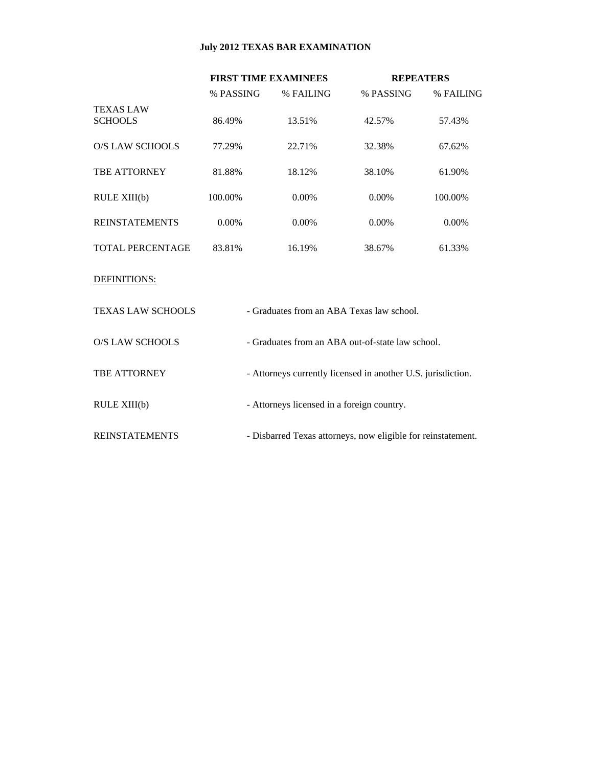# July 2012 TEXAS BAR EXAMINATION

| | FIRST TIME EXAMINEES | | REPEATERS | |
|---|---|---|---|---|
| | % PASSING | % FAILING | % PASSING | % FAILING |
| TEXAS LAW SCHOOLS | 86.49% | 13.51% | 42.57% | 57.43% |
| O/S LAW SCHOOLS | 77.29% | 22.71% | 32.38% | 67.62% |
| TBE ATTORNEY | 81.88% | 18.12% | 38.10% | 61.90% |
| RULE XIII(b) | 100.00% | 0.00% | 0.00% | 100.00% |
| REINSTATEMENTS | 0.00% | 0.00% | 0.00% | 0.00% |
| TOTAL PERCENTAGE | 83.81% | 16.19% | 38.67% | 61.33% |

DEFINITIONS:

| | |
|---|---|
| TEXAS LAW SCHOOLS | - Graduates from an ABA Texas law school. |
| O/S LAW SCHOOLS | - Graduates from an ABA out-of-state law school. |
| TBE ATTORNEY | - Attorneys currently licensed in another U.S. jurisdiction. |
| RULE XIII(b) | - Attorneys licensed in a foreign country. |
| REINSTATEMENTS | - Disbarred Texas attorneys, now eligible for reinstatement. |